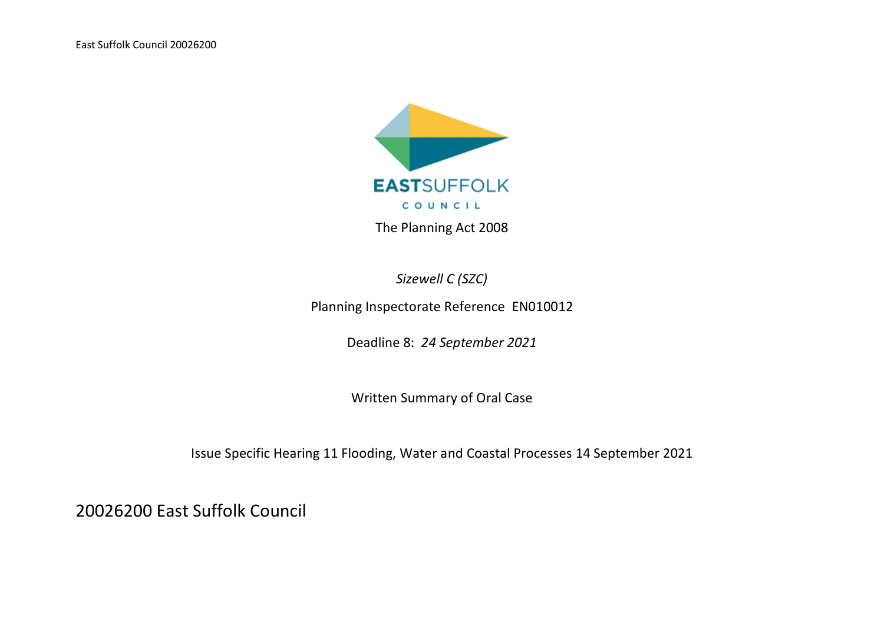EASTSUFFOLK

COUNCIL

The Planning Act 2008

*Sizewell C (SZC)*

Planning Inspectorate Reference EN010012

Deadline 8: *24 September 2021*

Written Summary of Oral Case

Issue Specific Hearing 11 Flooding, Water and Coastal Processes 14 September 2021

# 20026200 East Suffolk Council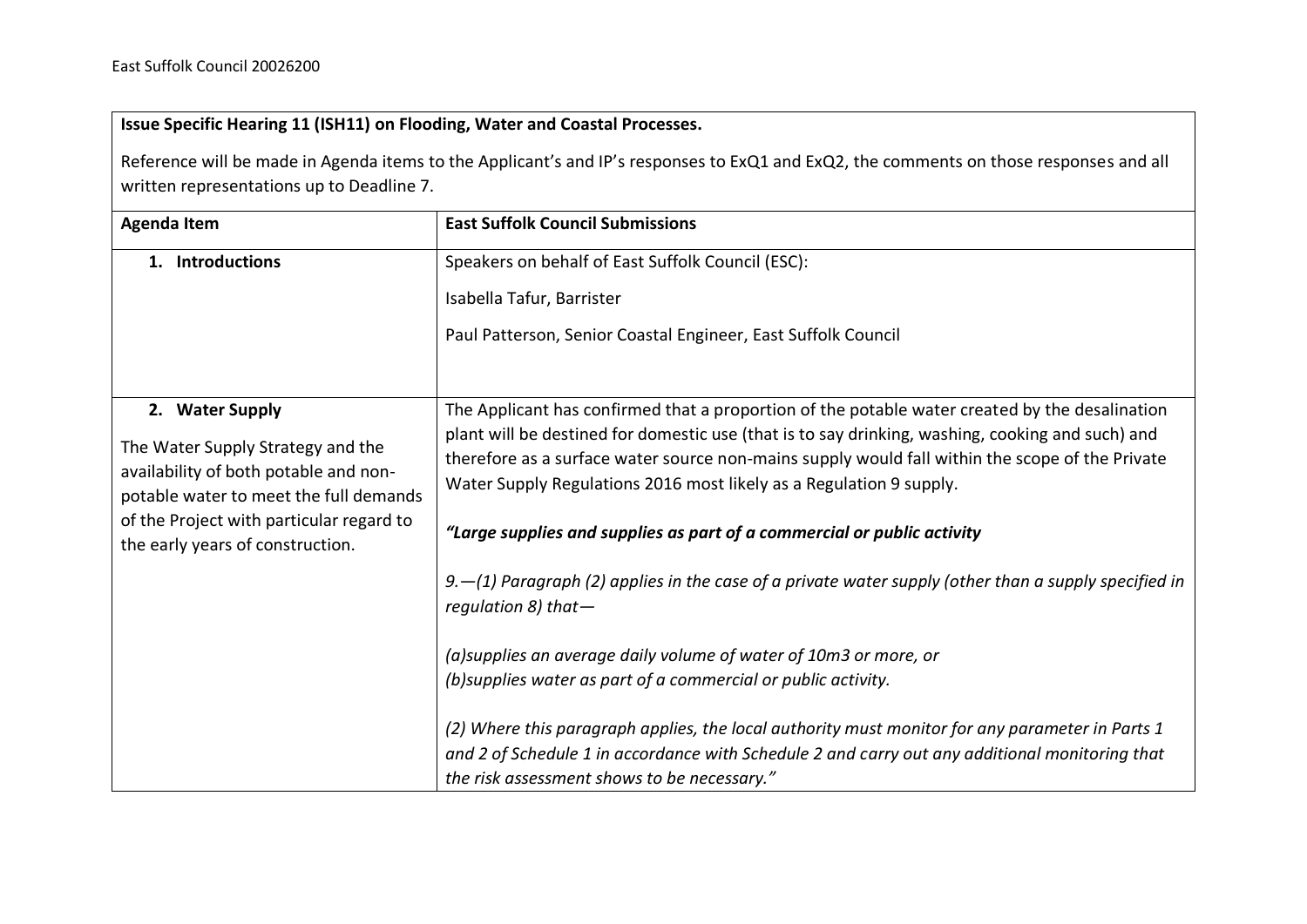| **Issue Specific Hearing 11 (ISH11) on Flooding, Water and Coastal Processes.**<br><br>Reference will be made in Agenda items to the Applicant's and IP's responses to ExQ1 and ExQ2, the comments on those responses and all written representations up to Deadline 7. | |
|---|---|
| **Agenda Item** | **East Suffolk Council Submissions** |
| **1. Introductions** | Speakers on behalf of East Suffolk Council (ESC):<br><br>Isabella Tafur, Barrister<br><br>Paul Patterson, Senior Coastal Engineer, East Suffolk Council |
| **2. Water Supply**<br><br>The Water Supply Strategy and the availability of both potable and non-potable water to meet the full demands of the Project with particular regard to the early years of construction. | The Applicant has confirmed that a proportion of the potable water created by the desalination plant will be destined for domestic use (that is to say drinking, washing, cooking and such) and therefore as a surface water source non-mains supply would fall within the scope of the Private Water Supply Regulations 2016 most likely as a Regulation 9 supply.<br><br>***"Large supplies and supplies as part of a commercial or public activity***<br><br>*9.—(1) Paragraph (2) applies in the case of a private water supply (other than a supply specified in regulation 8) that—*<br><br>*(a)supplies an average daily volume of water of 10m3 or more, or*<br>*(b)supplies water as part of a commercial or public activity.*<br><br>*(2) Where this paragraph applies, the local authority must monitor for any parameter in Parts 1 and 2 of Schedule 1 in accordance with Schedule 2 and carry out any additional monitoring that the risk assessment shows to be necessary."* |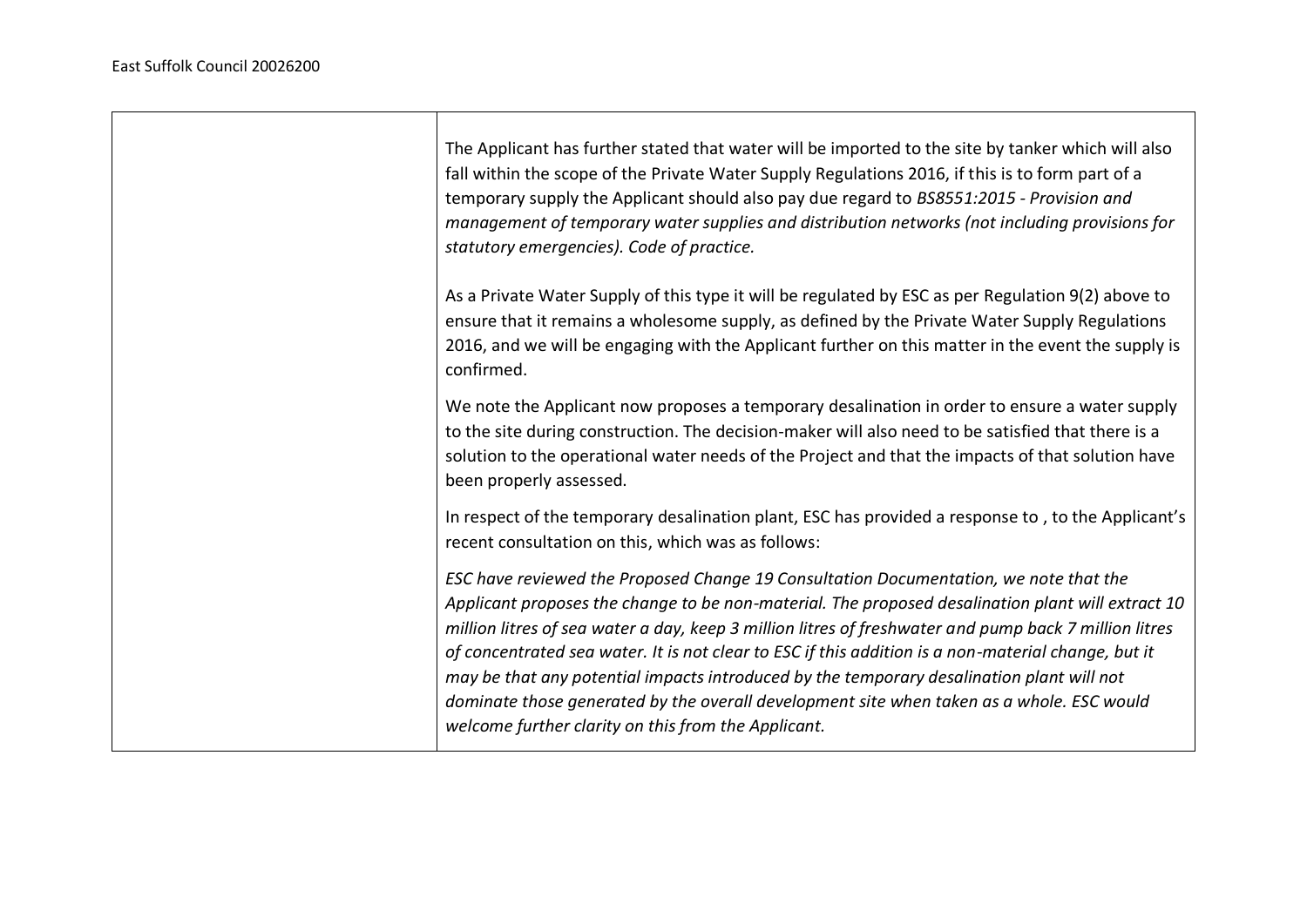| | |
|---|---|
| | The Applicant has further stated that water will be imported to the site by tanker which will also fall within the scope of the Private Water Supply Regulations 2016, if this is to form part of a temporary supply the Applicant should also pay due regard to *BS8551:2015 - Provision and management of temporary water supplies and distribution networks (not including provisions for statutory emergencies). Code of practice.*<br><br>As a Private Water Supply of this type it will be regulated by ESC as per Regulation 9(2) above to ensure that it remains a wholesome supply, as defined by the Private Water Supply Regulations 2016, and we will be engaging with the Applicant further on this matter in the event the supply is confirmed.<br><br>We note the Applicant now proposes a temporary desalination in order to ensure a water supply to the site during construction. The decision-maker will also need to be satisfied that there is a solution to the operational water needs of the Project and that the impacts of that solution have been properly assessed.<br><br>In respect of the temporary desalination plant, ESC has provided a response to , to the Applicant's recent consultation on this, which was as follows:<br><br>*ESC have reviewed the Proposed Change 19 Consultation Documentation, we note that the Applicant proposes the change to be non-material. The proposed desalination plant will extract 10 million litres of sea water a day, keep 3 million litres of freshwater and pump back 7 million litres of concentrated sea water. It is not clear to ESC if this addition is a non-material change, but it may be that any potential impacts introduced by the temporary desalination plant will not dominate those generated by the overall development site when taken as a whole. ESC would welcome further clarity on this from the Applicant.* |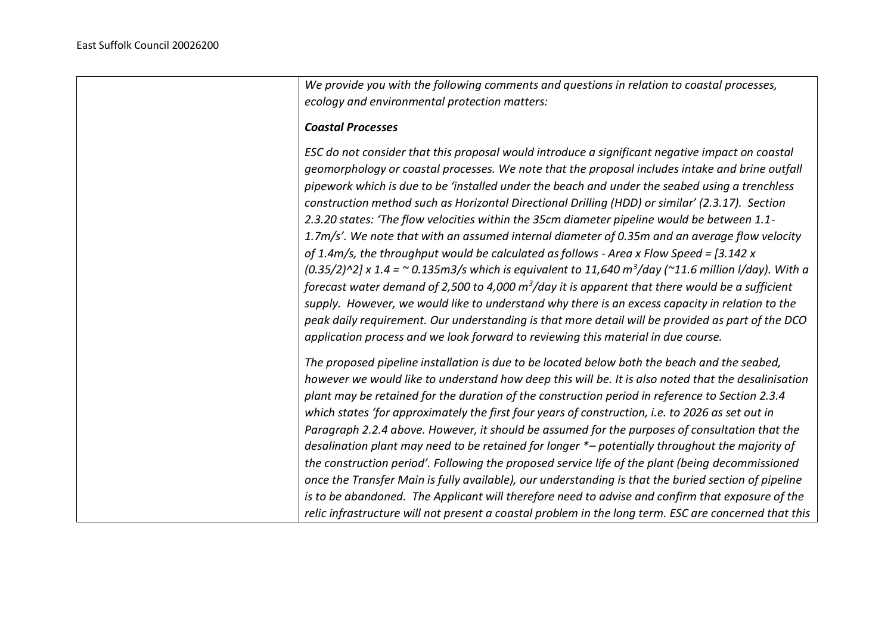| | |
|---|---|
| | *We provide you with the following comments and questions in relation to coastal processes, ecology and environmental protection matters:*<br><br>***Coastal Processes***<br><br>*ESC do not consider that this proposal would introduce a significant negative impact on coastal geomorphology or coastal processes. We note that the proposal includes intake and brine outfall pipework which is due to be 'installed under the beach and under the seabed using a trenchless construction method such as Horizontal Directional Drilling (HDD) or similar' (2.3.17). Section 2.3.20 states: 'The flow velocities within the 35cm diameter pipeline would be between 1.1-1.7m/s'. We note that with an assumed internal diameter of 0.35m and an average flow velocity of 1.4m/s, the throughput would be calculated as follows - Area x Flow Speed = [3.142 x (0.35/2)^2] x 1.4 = ~ 0.135m3/s which is equivalent to 11,640 $m^3$/day (~11.6 million l/day). With a forecast water demand of 2,500 to 4,000 $m^3$/day it is apparent that there would be a sufficient supply. However, we would like to understand why there is an excess capacity in relation to the peak daily requirement. Our understanding is that more detail will be provided as part of the DCO application process and we look forward to reviewing this material in due course.*<br><br>*The proposed pipeline installation is due to be located below both the beach and the seabed, however we would like to understand how deep this will be. It is also noted that the desalinisation plant may be retained for the duration of the construction period in reference to Section 2.3.4 which states 'for approximately the first four years of construction, i.e. to 2026 as set out in Paragraph 2.2.4 above. However, it should be assumed for the purposes of consultation that the desalination plant may need to be retained for longer *– potentially throughout the majority of the construction period'. Following the proposed service life of the plant (being decommissioned once the Transfer Main is fully available), our understanding is that the buried section of pipeline is to be abandoned. The Applicant will therefore need to advise and confirm that exposure of the relic infrastructure will not present a coastal problem in the long term. ESC are concerned that this* |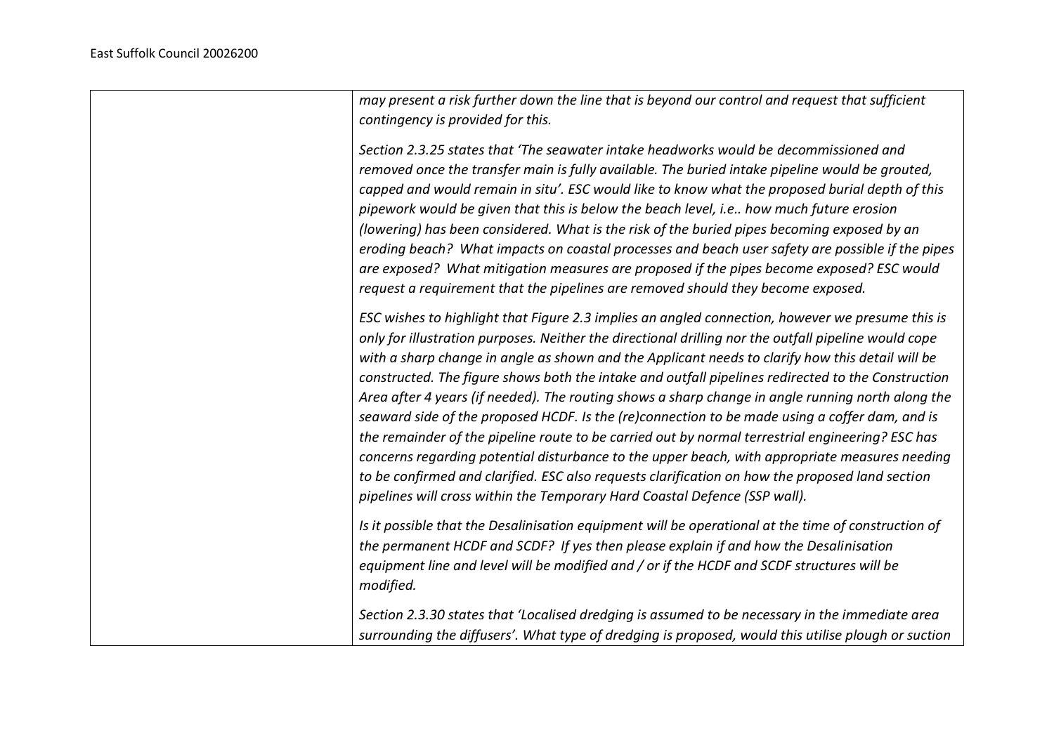| | |
|---|---|
| | *may present a risk further down the line that is beyond our control and request that sufficient contingency is provided for this.*<br><br>*Section 2.3.25 states that 'The seawater intake headworks would be decommissioned and removed once the transfer main is fully available. The buried intake pipeline would be grouted, capped and would remain in situ'. ESC would like to know what the proposed burial depth of this pipework would be given that this is below the beach level, i.e.. how much future erosion (lowering) has been considered. What is the risk of the buried pipes becoming exposed by an eroding beach? What impacts on coastal processes and beach user safety are possible if the pipes are exposed? What mitigation measures are proposed if the pipes become exposed? ESC would request a requirement that the pipelines are removed should they become exposed.*<br><br>*ESC wishes to highlight that Figure 2.3 implies an angled connection, however we presume this is only for illustration purposes. Neither the directional drilling nor the outfall pipeline would cope with a sharp change in angle as shown and the Applicant needs to clarify how this detail will be constructed. The figure shows both the intake and outfall pipelines redirected to the Construction Area after 4 years (if needed). The routing shows a sharp change in angle running north along the seaward side of the proposed HCDF. Is the (re)connection to be made using a coffer dam, and is the remainder of the pipeline route to be carried out by normal terrestrial engineering? ESC has concerns regarding potential disturbance to the upper beach, with appropriate measures needing to be confirmed and clarified. ESC also requests clarification on how the proposed land section pipelines will cross within the Temporary Hard Coastal Defence (SSP wall).*<br><br>*Is it possible that the Desalinisation equipment will be operational at the time of construction of the permanent HCDF and SCDF? If yes then please explain if and how the Desalinisation equipment line and level will be modified and / or if the HCDF and SCDF structures will be modified.*<br><br>*Section 2.3.30 states that 'Localised dredging is assumed to be necessary in the immediate area surrounding the diffusers'. What type of dredging is proposed, would this utilise plough or suction* |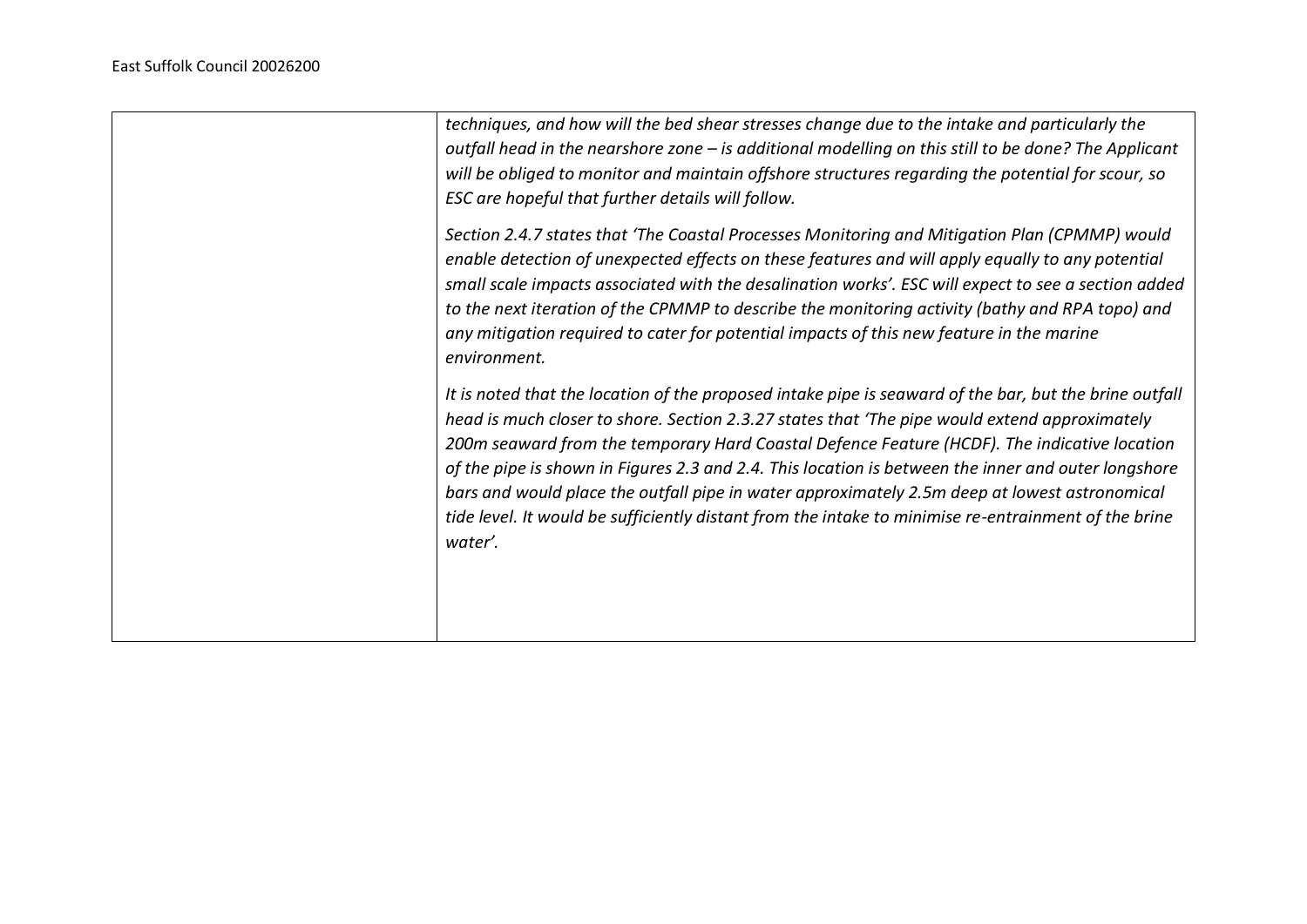| | |
|---|---|
| | *techniques, and how will the bed shear stresses change due to the intake and particularly the outfall head in the nearshore zone – is additional modelling on this still to be done? The Applicant will be obliged to monitor and maintain offshore structures regarding the potential for scour, so ESC are hopeful that further details will follow.*<br><br>*Section 2.4.7 states that 'The Coastal Processes Monitoring and Mitigation Plan (CPMMP) would enable detection of unexpected effects on these features and will apply equally to any potential small scale impacts associated with the desalination works'. ESC will expect to see a section added to the next iteration of the CPMMP to describe the monitoring activity (bathy and RPA topo) and any mitigation required to cater for potential impacts of this new feature in the marine environment.*<br><br>*It is noted that the location of the proposed intake pipe is seaward of the bar, but the brine outfall head is much closer to shore. Section 2.3.27 states that 'The pipe would extend approximately 200m seaward from the temporary Hard Coastal Defence Feature (HCDF). The indicative location of the pipe is shown in Figures 2.3 and 2.4. This location is between the inner and outer longshore bars and would place the outfall pipe in water approximately 2.5m deep at lowest astronomical tide level. It would be sufficiently distant from the intake to minimise re-entrainment of the brine water'.* |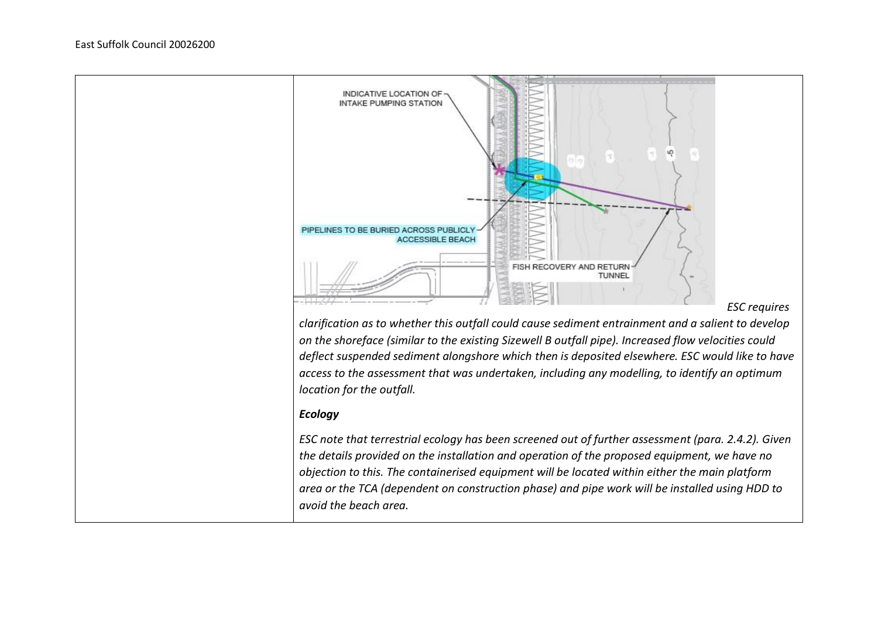| | |
|---|---|
| | INDICATIVE LOCATION OF INTAKE PUMPING STATION<br><br>PIPELINES TO BE BURIED ACROSS PUBLICLY ACCESSIBLE BEACH<br><br>FISH RECOVERY AND RETURN TUNNEL<br><br>*ESC requires clarification as to whether this outfall could cause sediment entrainment and a salient to develop on the shoreface (similar to the existing Sizewell B outfall pipe). Increased flow velocities could deflect suspended sediment alongshore which then is deposited elsewhere. ESC would like to have access to the assessment that was undertaken, including any modelling, to identify an optimum location for the outfall.*<br><br>***Ecology***<br><br>*ESC note that terrestrial ecology has been screened out of further assessment (para. 2.4.2). Given the details provided on the installation and operation of the proposed equipment, we have no objection to this. The containerised equipment will be located within either the main platform area or the TCA (dependent on construction phase) and pipe work will be installed using HDD to avoid the beach area.* |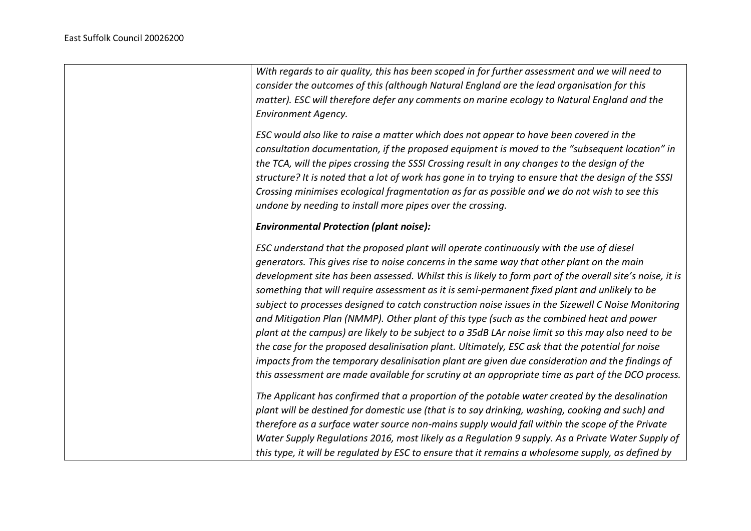| | |
|---|---|
| | *With regards to air quality, this has been scoped in for further assessment and we will need to consider the outcomes of this (although Natural England are the lead organisation for this matter). ESC will therefore defer any comments on marine ecology to Natural England and the Environment Agency.*<br><br>*ESC would also like to raise a matter which does not appear to have been covered in the consultation documentation, if the proposed equipment is moved to the "subsequent location" in the TCA, will the pipes crossing the SSSI Crossing result in any changes to the design of the structure? It is noted that a lot of work has gone in to trying to ensure that the design of the SSSI Crossing minimises ecological fragmentation as far as possible and we do not wish to see this undone by needing to install more pipes over the crossing.*<br><br>***Environmental Protection (plant noise):***<br><br>*ESC understand that the proposed plant will operate continuously with the use of diesel generators. This gives rise to noise concerns in the same way that other plant on the main development site has been assessed. Whilst this is likely to form part of the overall site's noise, it is something that will require assessment as it is semi-permanent fixed plant and unlikely to be subject to processes designed to catch construction noise issues in the Sizewell C Noise Monitoring and Mitigation Plan (NMMP). Other plant of this type (such as the combined heat and power plant at the campus) are likely to be subject to a 35dB LAr noise limit so this may also need to be the case for the proposed desalinisation plant. Ultimately, ESC ask that the potential for noise impacts from the temporary desalinisation plant are given due consideration and the findings of this assessment are made available for scrutiny at an appropriate time as part of the DCO process.*<br><br>*The Applicant has confirmed that a proportion of the potable water created by the desalination plant will be destined for domestic use (that is to say drinking, washing, cooking and such) and therefore as a surface water source non-mains supply would fall within the scope of the Private Water Supply Regulations 2016, most likely as a Regulation 9 supply. As a Private Water Supply of this type, it will be regulated by ESC to ensure that it remains a wholesome supply, as defined by* |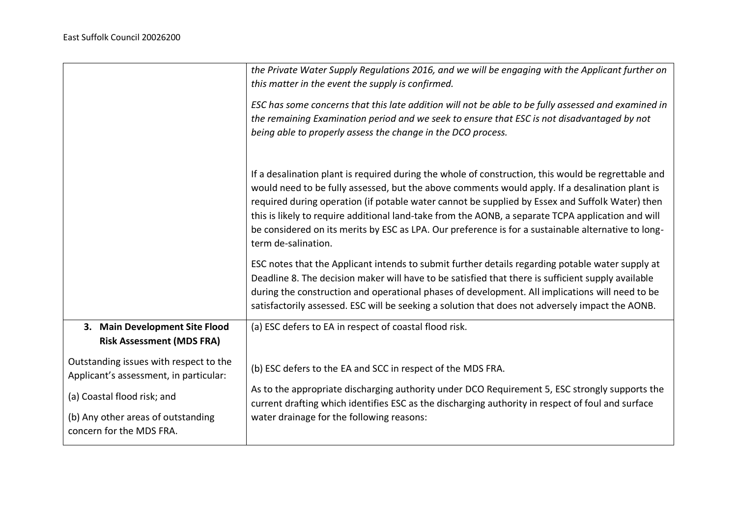| | |
|---|---|
| | *the Private Water Supply Regulations 2016, and we will be engaging with the Applicant further on this matter in the event the supply is confirmed.*<br><br>*ESC has some concerns that this late addition will not be able to be fully assessed and examined in the remaining Examination period and we seek to ensure that ESC is not disadvantaged by not being able to properly assess the change in the DCO process.*<br><br>If a desalination plant is required during the whole of construction, this would be regrettable and would need to be fully assessed, but the above comments would apply. If a desalination plant is required during operation (if potable water cannot be supplied by Essex and Suffolk Water) then this is likely to require additional land-take from the AONB, a separate TCPA application and will be considered on its merits by ESC as LPA. Our preference is for a sustainable alternative to long-term de-salination.<br><br>ESC notes that the Applicant intends to submit further details regarding potable water supply at Deadline 8. The decision maker will have to be satisfied that there is sufficient supply available during the construction and operational phases of development. All implications will need to be satisfactorily assessed. ESC will be seeking a solution that does not adversely impact the AONB. |
| **3. Main Development Site Flood Risk Assessment (MDS FRA)**<br><br>Outstanding issues with respect to the Applicant's assessment, in particular:<br><br>(a) Coastal flood risk; and<br><br>(b) Any other areas of outstanding concern for the MDS FRA. | (a) ESC defers to EA in respect of coastal flood risk.<br><br>(b) ESC defers to the EA and SCC in respect of the MDS FRA.<br><br>As to the appropriate discharging authority under DCO Requirement 5, ESC strongly supports the current drafting which identifies ESC as the discharging authority in respect of foul and surface water drainage for the following reasons: |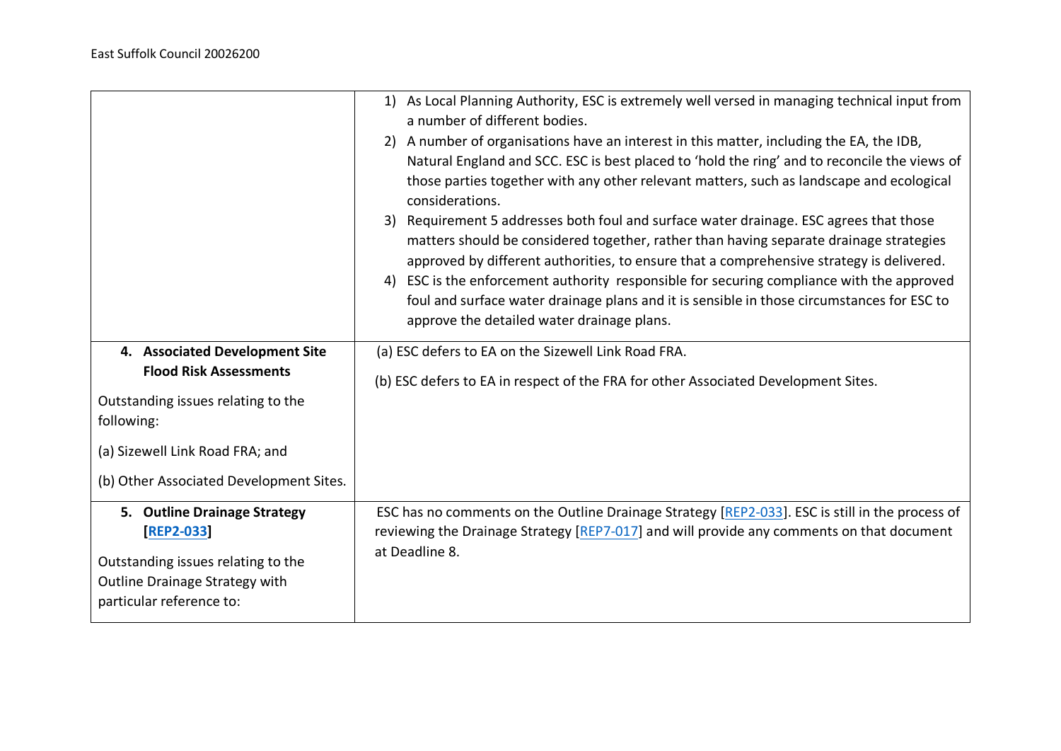| | |
|---|---|
| | 1) As Local Planning Authority, ESC is extremely well versed in managing technical input from a number of different bodies.<br>2) A number of organisations have an interest in this matter, including the EA, the IDB, Natural England and SCC. ESC is best placed to 'hold the ring' and to reconcile the views of those parties together with any other relevant matters, such as landscape and ecological considerations.<br>3) Requirement 5 addresses both foul and surface water drainage. ESC agrees that those matters should be considered together, rather than having separate drainage strategies approved by different authorities, to ensure that a comprehensive strategy is delivered.<br>4) ESC is the enforcement authority responsible for securing compliance with the approved foul and surface water drainage plans and it is sensible in those circumstances for ESC to approve the detailed water drainage plans. |
| **4. Associated Development Site Flood Risk Assessments**<br><br>Outstanding issues relating to the following:<br><br>(a) Sizewell Link Road FRA; and<br><br>(b) Other Associated Development Sites. | (a) ESC defers to EA on the Sizewell Link Road FRA.<br><br>(b) ESC defers to EA in respect of the FRA for other Associated Development Sites. |
| **5. Outline Drainage Strategy [REP2-033]**<br><br>Outstanding issues relating to the Outline Drainage Strategy with particular reference to: | ESC has no comments on the Outline Drainage Strategy [REP2-033]. ESC is still in the process of reviewing the Drainage Strategy [REP7-017] and will provide any comments on that document at Deadline 8. |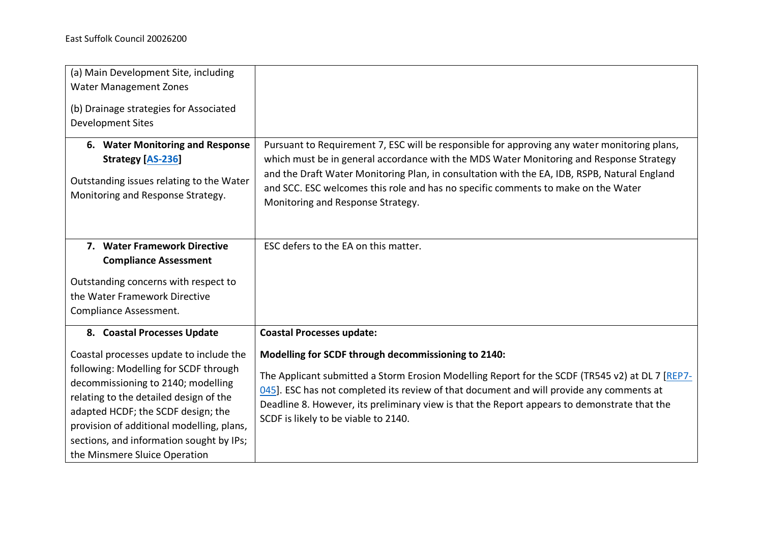| | |
|---|---|
| (a) Main Development Site, including Water Management Zones<br><br>(b) Drainage strategies for Associated Development Sites | |
| **6. Water Monitoring and Response Strategy [AS-236]**<br><br>Outstanding issues relating to the Water Monitoring and Response Strategy. | Pursuant to Requirement 7, ESC will be responsible for approving any water monitoring plans, which must be in general accordance with the MDS Water Monitoring and Response Strategy and the Draft Water Monitoring Plan, in consultation with the EA, IDB, RSPB, Natural England and SCC. ESC welcomes this role and has no specific comments to make on the Water Monitoring and Response Strategy. |
| **7. Water Framework Directive Compliance Assessment**<br><br>Outstanding concerns with respect to the Water Framework Directive Compliance Assessment. | ESC defers to the EA on this matter. |
| **8. Coastal Processes Update**<br><br>Coastal processes update to include the following: Modelling for SCDF through decommissioning to 2140; modelling relating to the detailed design of the adapted HCDF; the SCDF design; the provision of additional modelling, plans, sections, and information sought by IPs; the Minsmere Sluice Operation | **Coastal Processes update:**<br><br>**Modelling for SCDF through decommissioning to 2140:**<br><br>The Applicant submitted a Storm Erosion Modelling Report for the SCDF (TR545 v2) at DL 7 [REP7-045]. ESC has not completed its review of that document and will provide any comments at Deadline 8. However, its preliminary view is that the Report appears to demonstrate that the SCDF is likely to be viable to 2140. |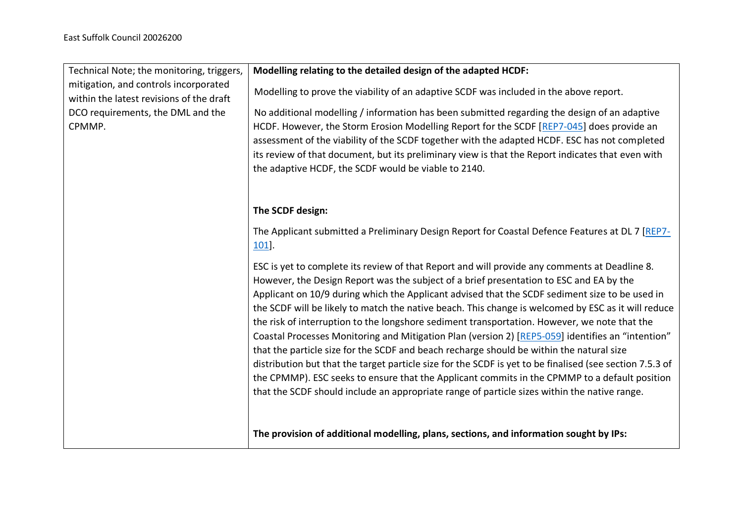| | |
|---|---|
| Technical Note; the monitoring, triggers, mitigation, and controls incorporated within the latest revisions of the draft DCO requirements, the DML and the CPMMP. | **Modelling relating to the detailed design of the adapted HCDF:**<br><br>Modelling to prove the viability of an adaptive SCDF was included in the above report.<br><br>No additional modelling / information has been submitted regarding the design of an adaptive HCDF. However, the Storm Erosion Modelling Report for the SCDF [REP7-045] does provide an assessment of the viability of the SCDF together with the adapted HCDF. ESC has not completed its review of that document, but its preliminary view is that the Report indicates that even with the adaptive HCDF, the SCDF would be viable to 2140.<br><br>**The SCDF design:**<br><br>The Applicant submitted a Preliminary Design Report for Coastal Defence Features at DL 7 [REP7-101].<br><br>ESC is yet to complete its review of that Report and will provide any comments at Deadline 8. However, the Design Report was the subject of a brief presentation to ESC and EA by the Applicant on 10/9 during which the Applicant advised that the SCDF sediment size to be used in the SCDF will be likely to match the native beach. This change is welcomed by ESC as it will reduce the risk of interruption to the longshore sediment transportation. However, we note that the Coastal Processes Monitoring and Mitigation Plan (version 2) [REP5-059] identifies an "intention" that the particle size for the SCDF and beach recharge should be within the natural size distribution but that the target particle size for the SCDF is yet to be finalised (see section 7.5.3 of the CPMMP). ESC seeks to ensure that the Applicant commits in the CPMMP to a default position that the SCDF should include an appropriate range of particle sizes within the native range.<br><br>**The provision of additional modelling, plans, sections, and information sought by IPs:** |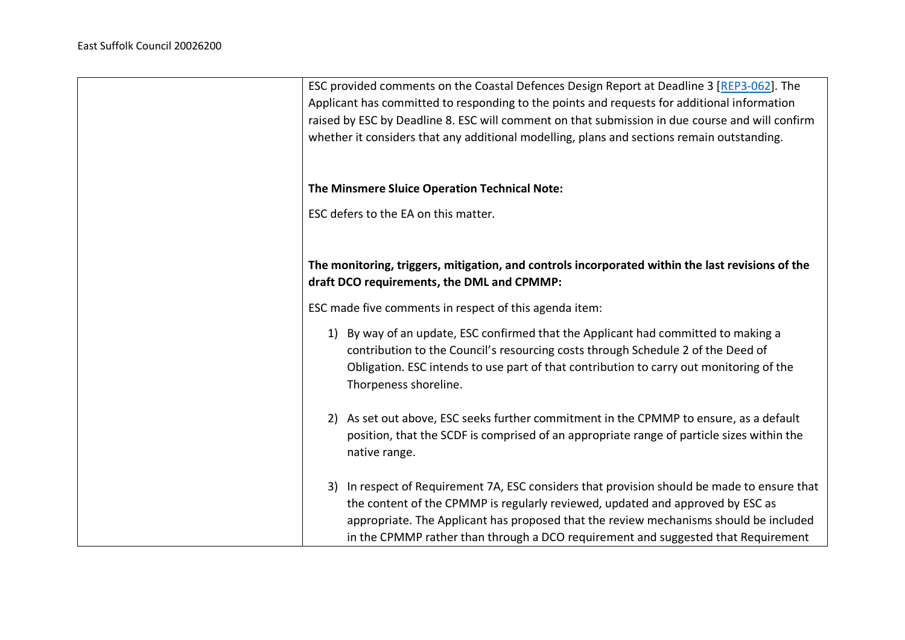| | ESC provided comments on the Coastal Defences Design Report at Deadline 3 [REP3-062]. The Applicant has committed to responding to the points and requests for additional information raised by ESC by Deadline 8. ESC will comment on that submission in due course and will confirm whether it considers that any additional modelling, plans and sections remain outstanding.<br><br>**The Minsmere Sluice Operation Technical Note:**<br><br>ESC defers to the EA on this matter.<br><br>**The monitoring, triggers, mitigation, and controls incorporated within the last revisions of the draft DCO requirements, the DML and CPMMP:**<br><br>ESC made five comments in respect of this agenda item:<br><br>1) By way of an update, ESC confirmed that the Applicant had committed to making a contribution to the Council's resourcing costs through Schedule 2 of the Deed of Obligation. ESC intends to use part of that contribution to carry out monitoring of the Thorpeness shoreline.<br><br>2) As set out above, ESC seeks further commitment in the CPMMP to ensure, as a default position, that the SCDF is comprised of an appropriate range of particle sizes within the native range.<br><br>3) In respect of Requirement 7A, ESC considers that provision should be made to ensure that the content of the CPMMP is regularly reviewed, updated and approved by ESC as appropriate. The Applicant has proposed that the review mechanisms should be included in the CPMMP rather than through a DCO requirement and suggested that Requirement |
|---|---|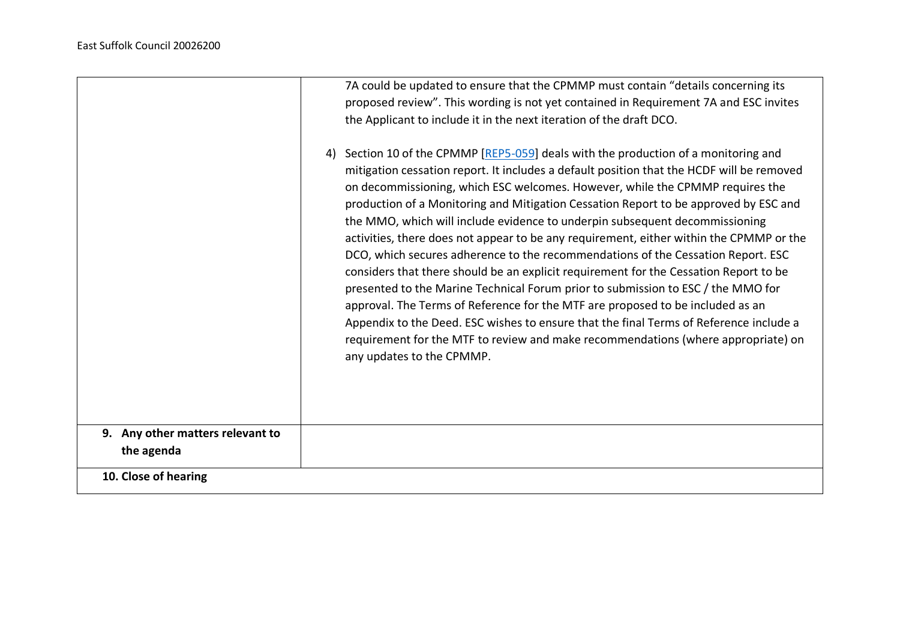| | |
|---|---|
| | 7A could be updated to ensure that the CPMMP must contain "details concerning its proposed review". This wording is not yet contained in Requirement 7A and ESC invites the Applicant to include it in the next iteration of the draft DCO.<br><br>4) Section 10 of the CPMMP [REP5-059] deals with the production of a monitoring and mitigation cessation report. It includes a default position that the HCDF will be removed on decommissioning, which ESC welcomes. However, while the CPMMP requires the production of a Monitoring and Mitigation Cessation Report to be approved by ESC and the MMO, which will include evidence to underpin subsequent decommissioning activities, there does not appear to be any requirement, either within the CPMMP or the DCO, which secures adherence to the recommendations of the Cessation Report. ESC considers that there should be an explicit requirement for the Cessation Report to be presented to the Marine Technical Forum prior to submission to ESC / the MMO for approval. The Terms of Reference for the MTF are proposed to be included as an Appendix to the Deed. ESC wishes to ensure that the final Terms of Reference include a requirement for the MTF to review and make recommendations (where appropriate) on any updates to the CPMMP. |
| **9. Any other matters relevant to the agenda** | |
| **10. Close of hearing** | |